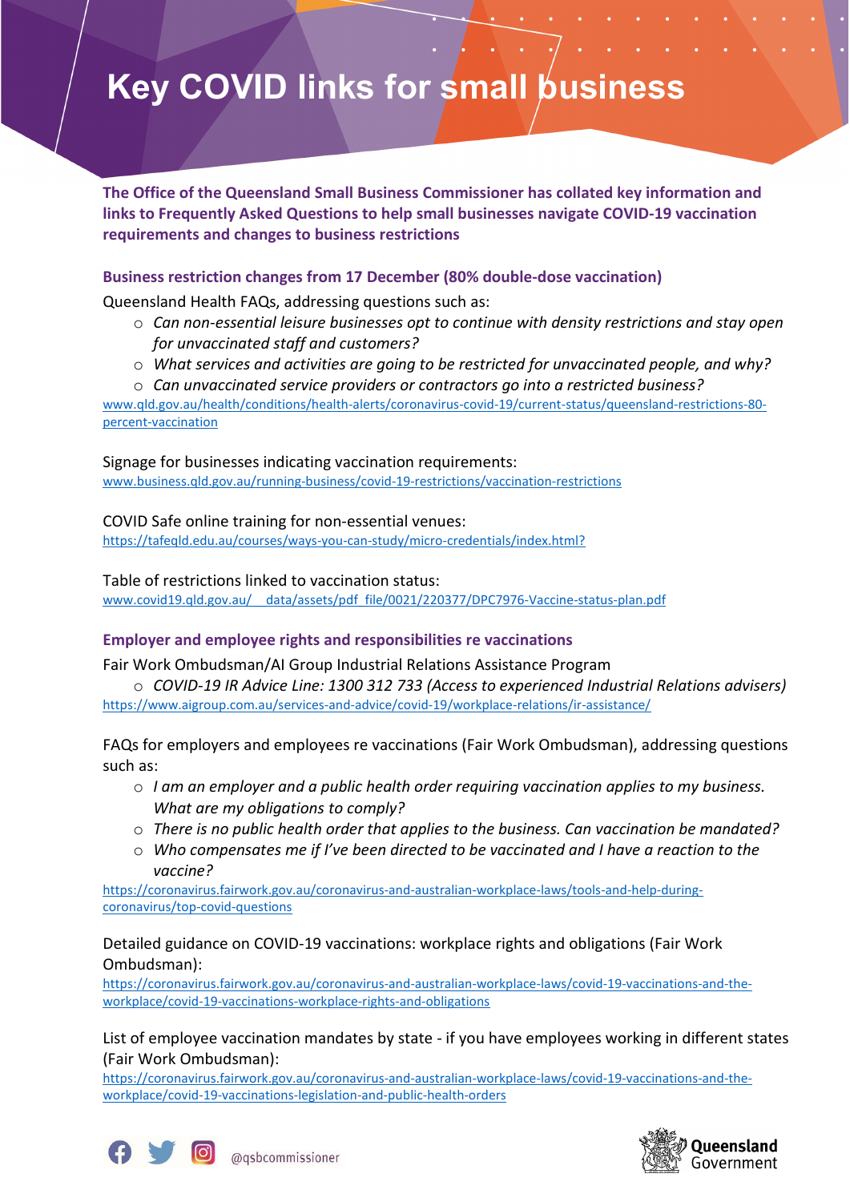# Key COVID links for small business

**The Office of the Queensland Small Business Commissioner has collated key information and links to Frequently Asked Questions to help small businesses navigate COVID-19 vaccination requirements and changes to business restrictions**

## Business restriction changes from 17 December (80% double-dose vaccination)

Queensland Health FAQs, addressing questions such as:

- *Can non-essential leisure businesses opt to continue with density restrictions and stay open for unvaccinated staff and customers?*
- *What services and activities are going to be restricted for unvaccinated people, and why?*
- *Can unvaccinated service providers or contractors go into a restricted business?*

www.qld.gov.au/health/conditions/health-alerts/coronavirus-covid-19/current-status/queensland-restrictions-80-percent-vaccination

Signage for businesses indicating vaccination requirements:
www.business.qld.gov.au/running-business/covid-19-restrictions/vaccination-restrictions

COVID Safe online training for non-essential venues:
https://tafeqld.edu.au/courses/ways-you-can-study/micro-credentials/index.html?

Table of restrictions linked to vaccination status:
www.covid19.qld.gov.au/__data/assets/pdf_file/0021/220377/DPC7976-Vaccine-status-plan.pdf

## Employer and employee rights and responsibilities re vaccinations

Fair Work Ombudsman/AI Group Industrial Relations Assistance Program

- *COVID-19 IR Advice Line: 1300 312 733 (Access to experienced Industrial Relations advisers)*

https://www.aigroup.com.au/services-and-advice/covid-19/workplace-relations/ir-assistance/

FAQs for employers and employees re vaccinations (Fair Work Ombudsman), addressing questions such as:

- *I am an employer and a public health order requiring vaccination applies to my business. What are my obligations to comply?*
- *There is no public health order that applies to the business. Can vaccination be mandated?*
- *Who compensates me if I've been directed to be vaccinated and I have a reaction to the vaccine?*

https://coronavirus.fairwork.gov.au/coronavirus-and-australian-workplace-laws/tools-and-help-during-coronavirus/top-covid-questions

Detailed guidance on COVID-19 vaccinations: workplace rights and obligations (Fair Work Ombudsman):
https://coronavirus.fairwork.gov.au/coronavirus-and-australian-workplace-laws/covid-19-vaccinations-and-the-workplace/covid-19-vaccinations-workplace-rights-and-obligations

List of employee vaccination mandates by state - if you have employees working in different states (Fair Work Ombudsman):
https://coronavirus.fairwork.gov.au/coronavirus-and-australian-workplace-laws/covid-19-vaccinations-and-the-workplace/covid-19-vaccinations-legislation-and-public-health-orders

@qsbcommissioner

Queensland Government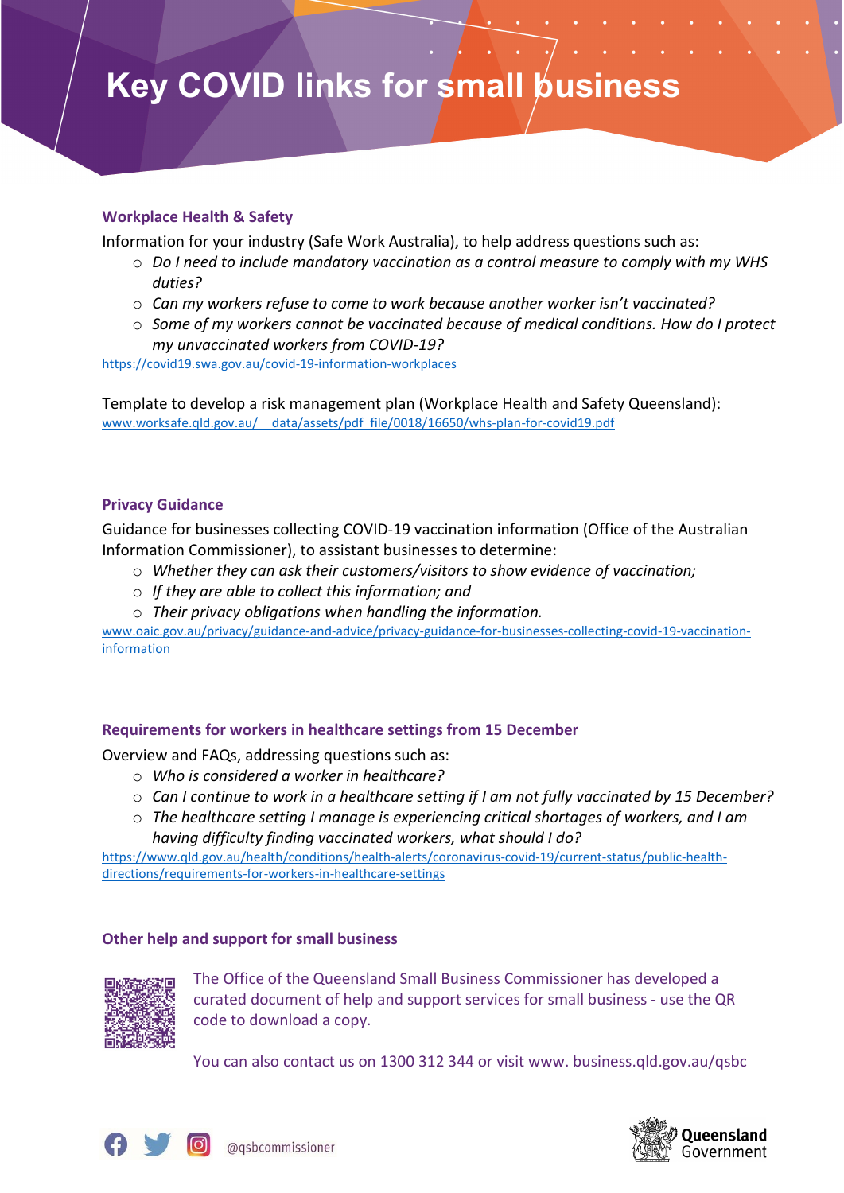# Key COVID links for small business

## Workplace Health & Safety

Information for your industry (Safe Work Australia), to help address questions such as:

- *Do I need to include mandatory vaccination as a control measure to comply with my WHS duties?*
- *Can my workers refuse to come to work because another worker isn't vaccinated?*
- *Some of my workers cannot be vaccinated because of medical conditions. How do I protect my unvaccinated workers from COVID-19?*

https://covid19.swa.gov.au/covid-19-information-workplaces

Template to develop a risk management plan (Workplace Health and Safety Queensland):
www.worksafe.qld.gov.au/__data/assets/pdf_file/0018/16650/whs-plan-for-covid19.pdf

## Privacy Guidance

Guidance for businesses collecting COVID-19 vaccination information (Office of the Australian Information Commissioner), to assistant businesses to determine:

- *Whether they can ask their customers/visitors to show evidence of vaccination;*
- *If they are able to collect this information; and*
- *Their privacy obligations when handling the information.*

www.oaic.gov.au/privacy/guidance-and-advice/privacy-guidance-for-businesses-collecting-covid-19-vaccination-information

## Requirements for workers in healthcare settings from 15 December

Overview and FAQs, addressing questions such as:

- *Who is considered a worker in healthcare?*
- *Can I continue to work in a healthcare setting if I am not fully vaccinated by 15 December?*
- *The healthcare setting I manage is experiencing critical shortages of workers, and I am having difficulty finding vaccinated workers, what should I do?*

https://www.qld.gov.au/health/conditions/health-alerts/coronavirus-covid-19/current-status/public-health-directions/requirements-for-workers-in-healthcare-settings

## Other help and support for small business

The Office of the Queensland Small Business Commissioner has developed a curated document of help and support services for small business - use the QR code to download a copy.

You can also contact us on 1300 312 344 or visit www. business.qld.gov.au/qsbc

@qsbcommissioner

Queensland Government